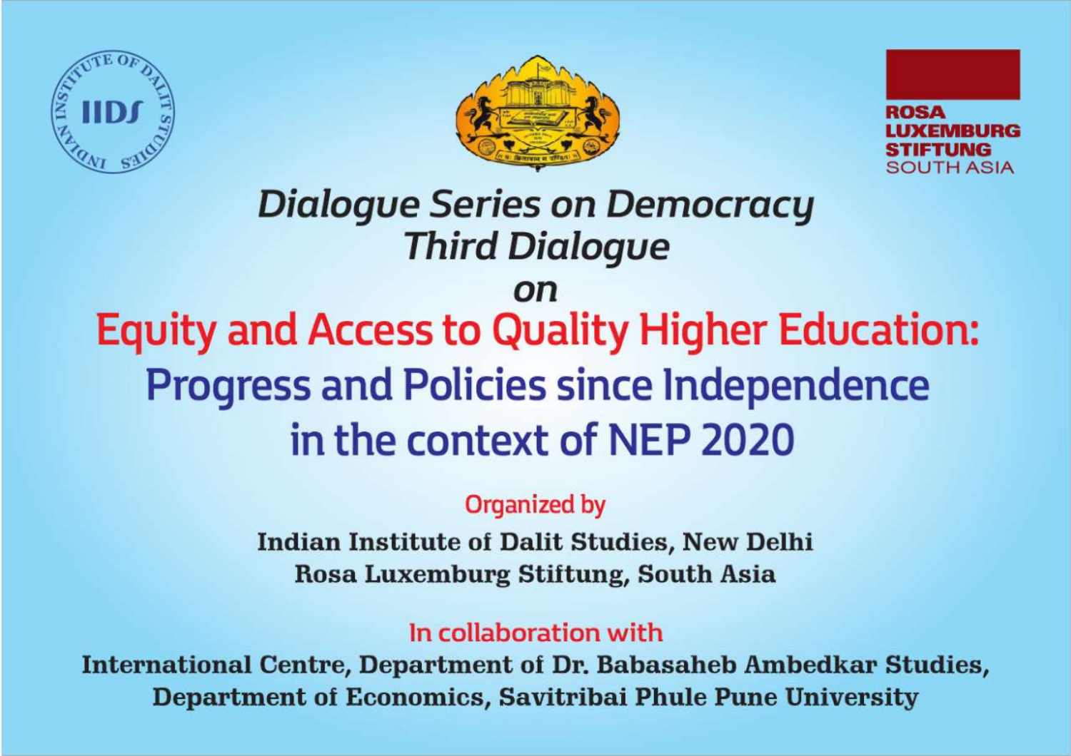ROSA LUXEMBURG STIFTUNG SOUTH ASIA

# Dialogue Series on Democracy
## Third Dialogue
## on

# Equity and Access to Quality Higher Education: Progress and Policies since Independence in the context of NEP 2020

Organized by

**Indian Institute of Dalit Studies, New Delhi**
**Rosa Luxemburg Stiftung, South Asia**

In collaboration with

**International Centre, Department of Dr. Babasaheb Ambedkar Studies, Department of Economics, Savitribai Phule Pune University**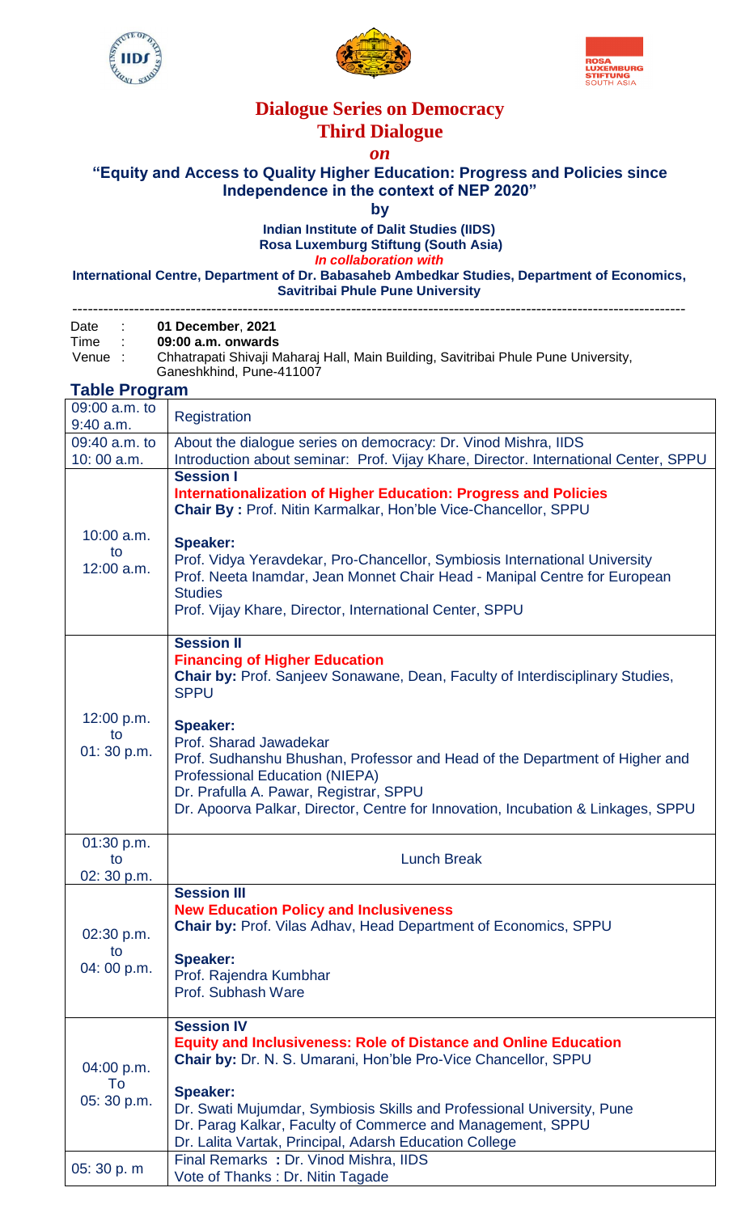# Dialogue Series on Democracy

## Third Dialogue

***on***

**"Equity and Access to Quality Higher Education: Progress and Policies since Independence in the context of NEP 2020"**

**by**

**Indian Institute of Dalit Studies (IIDS)**

**Rosa Luxemburg Stiftung (South Asia)**

***In collaboration with***

**International Centre, Department of Dr. Babasaheb Ambedkar Studies, Department of Economics, Savitribai Phule Pune University**

---

Date : **01 December, 2021**

Time : **09:00 a.m. onwards**

Venue : Chhatrapati Shivaji Maharaj Hall, Main Building, Savitribai Phule Pune University, Ganeshkhind, Pune-411007

### Table Program

| | |
|---|---|
| 09:00 a.m. to 9:40 a.m. | Registration |
| 09:40 a.m. to 10: 00 a.m. | About the dialogue series on democracy: Dr. Vinod Mishra, IIDS<br>Introduction about seminar: Prof. Vijay Khare, Director. International Center, SPPU |
| 10:00 a.m. to 12:00 a.m. | **Session I**<br>**Internationalization of Higher Education: Progress and Policies**<br>**Chair By :** Prof. Nitin Karmalkar, Hon'ble Vice-Chancellor, SPPU<br><br>**Speaker:**<br>Prof. Vidya Yeravdekar, Pro-Chancellor, Symbiosis International University<br>Prof. Neeta Inamdar, Jean Monnet Chair Head - Manipal Centre for European Studies<br>Prof. Vijay Khare, Director, International Center, SPPU |
| 12:00 p.m. to 01: 30 p.m. | **Session II**<br>**Financing of Higher Education**<br>**Chair by:** Prof. Sanjeev Sonawane, Dean, Faculty of Interdisciplinary Studies, SPPU<br><br>**Speaker:**<br>Prof. Sharad Jawadekar<br>Prof. Sudhanshu Bhushan, Professor and Head of the Department of Higher and Professional Education (NIEPA)<br>Dr. Prafulla A. Pawar, Registrar, SPPU<br>Dr. Apoorva Palkar, Director, Centre for Innovation, Incubation & Linkages, SPPU |
| 01:30 p.m. to 02: 30 p.m. | Lunch Break |
| 02:30 p.m. to 04: 00 p.m. | **Session III**<br>**New Education Policy and Inclusiveness**<br>**Chair by:** Prof. Vilas Adhav, Head Department of Economics, SPPU<br><br>**Speaker:**<br>Prof. Rajendra Kumbhar<br>Prof. Subhash Ware |
| 04:00 p.m. To 05: 30 p.m. | **Session IV**<br>**Equity and Inclusiveness: Role of Distance and Online Education**<br>**Chair by:** Dr. N. S. Umarani, Hon'ble Pro-Vice Chancellor, SPPU<br><br>**Speaker:**<br>Dr. Swati Mujumdar, Symbiosis Skills and Professional University, Pune<br>Dr. Parag Kalkar, Faculty of Commerce and Management, SPPU<br>Dr. Lalita Vartak, Principal, Adarsh Education College |
| 05: 30 p. m | Final Remarks **:** Dr. Vinod Mishra, IIDS<br>Vote of Thanks : Dr. Nitin Tagade |